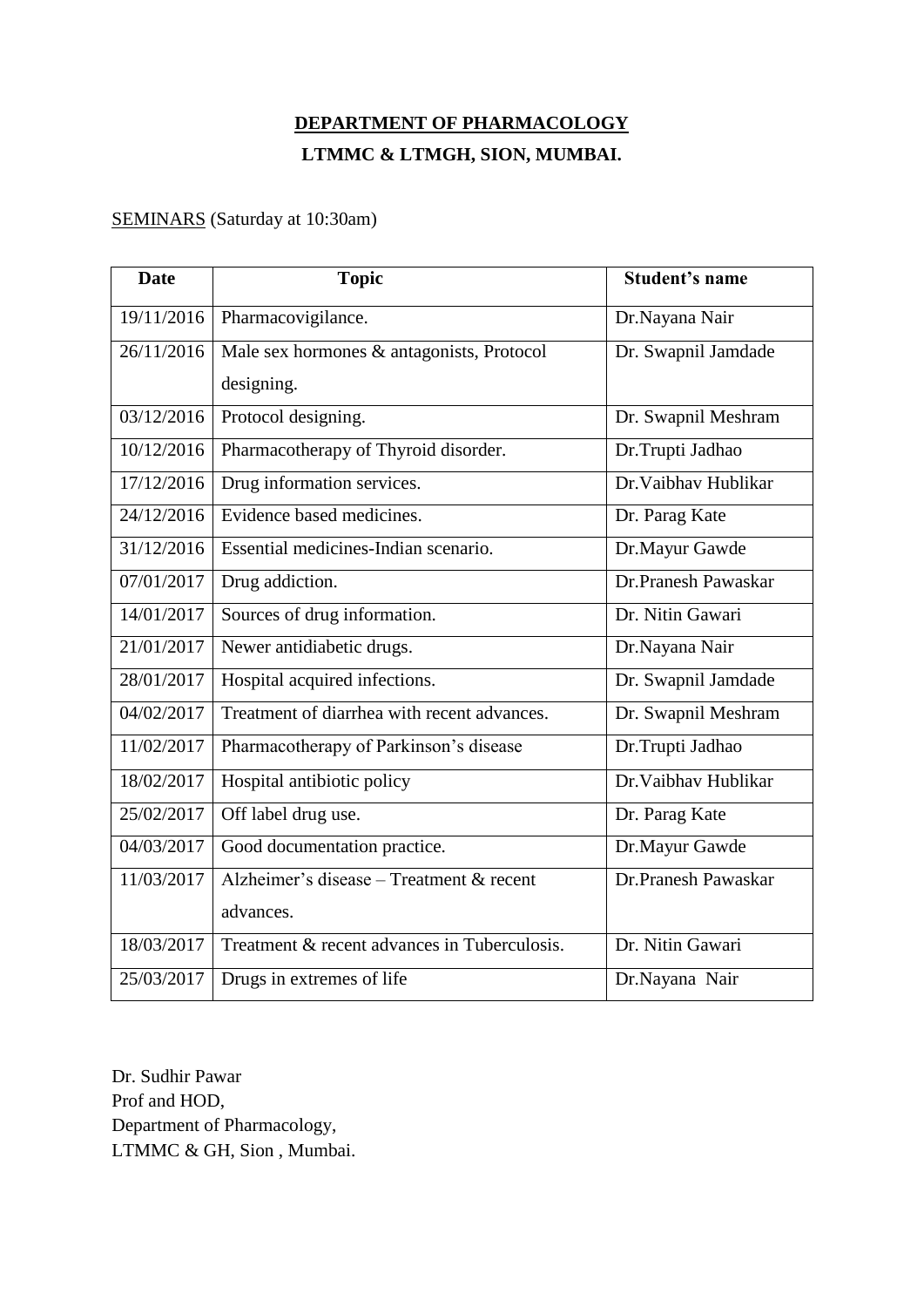**DEPARTMENT OF PHARMACOLOGY**

**LTMMC & LTMGH, SION, MUMBAI.**

SEMINARS (Saturday at 10:30am)

| Date | Topic | Student's name |
|---|---|---|
| 19/11/2016 | Pharmacovigilance. | Dr.Nayana Nair |
| 26/11/2016 | Male sex hormones & antagonists, Protocol designing. | Dr. Swapnil Jamdade |
| 03/12/2016 | Protocol designing. | Dr. Swapnil Meshram |
| 10/12/2016 | Pharmacotherapy of Thyroid disorder. | Dr.Trupti Jadhao |
| 17/12/2016 | Drug information services. | Dr.Vaibhav Hublikar |
| 24/12/2016 | Evidence based medicines. | Dr. Parag Kate |
| 31/12/2016 | Essential medicines-Indian scenario. | Dr.Mayur Gawde |
| 07/01/2017 | Drug addiction. | Dr.Pranesh Pawaskar |
| 14/01/2017 | Sources of drug information. | Dr. Nitin Gawari |
| 21/01/2017 | Newer antidiabetic drugs. | Dr.Nayana Nair |
| 28/01/2017 | Hospital acquired infections. | Dr. Swapnil Jamdade |
| 04/02/2017 | Treatment of diarrhea with recent advances. | Dr. Swapnil Meshram |
| 11/02/2017 | Pharmacotherapy of Parkinson's disease | Dr.Trupti Jadhao |
| 18/02/2017 | Hospital antibiotic policy | Dr.Vaibhav Hublikar |
| 25/02/2017 | Off label drug use. | Dr. Parag Kate |
| 04/03/2017 | Good documentation practice. | Dr.Mayur Gawde |
| 11/03/2017 | Alzheimer's disease – Treatment & recent advances. | Dr.Pranesh Pawaskar |
| 18/03/2017 | Treatment & recent advances in Tuberculosis. | Dr. Nitin Gawari |
| 25/03/2017 | Drugs in extremes of life | Dr.Nayana Nair |

Dr. Sudhir Pawar
Prof and HOD,
Department of Pharmacology,
LTMMC & GH, Sion , Mumbai.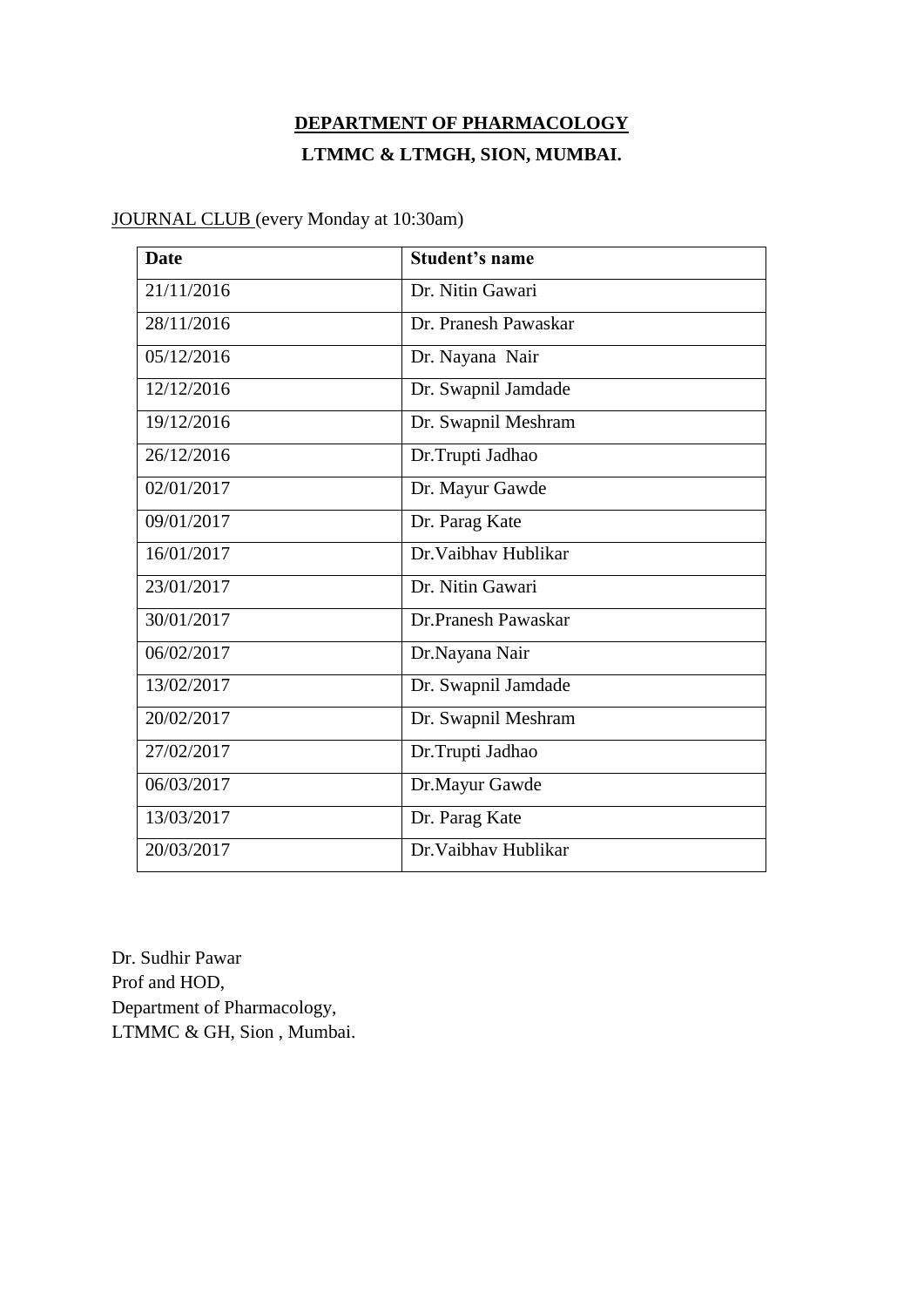**DEPARTMENT OF PHARMACOLOGY**

**LTMMC & LTMGH, SION, MUMBAI.**

JOURNAL CLUB (every Monday at 10:30am)

| **Date** | **Student's name** |
|---|---|
| 21/11/2016 | Dr. Nitin Gawari |
| 28/11/2016 | Dr. Pranesh Pawaskar |
| 05/12/2016 | Dr. Nayana Nair |
| 12/12/2016 | Dr. Swapnil Jamdade |
| 19/12/2016 | Dr. Swapnil Meshram |
| 26/12/2016 | Dr.Trupti Jadhao |
| 02/01/2017 | Dr. Mayur Gawde |
| 09/01/2017 | Dr. Parag Kate |
| 16/01/2017 | Dr.Vaibhav Hublikar |
| 23/01/2017 | Dr. Nitin Gawari |
| 30/01/2017 | Dr.Pranesh Pawaskar |
| 06/02/2017 | Dr.Nayana Nair |
| 13/02/2017 | Dr. Swapnil Jamdade |
| 20/02/2017 | Dr. Swapnil Meshram |
| 27/02/2017 | Dr.Trupti Jadhao |
| 06/03/2017 | Dr.Mayur Gawde |
| 13/03/2017 | Dr. Parag Kate |
| 20/03/2017 | Dr.Vaibhav Hublikar |

Dr. Sudhir Pawar  
Prof and HOD,  
Department of Pharmacology,  
LTMMC & GH, Sion , Mumbai.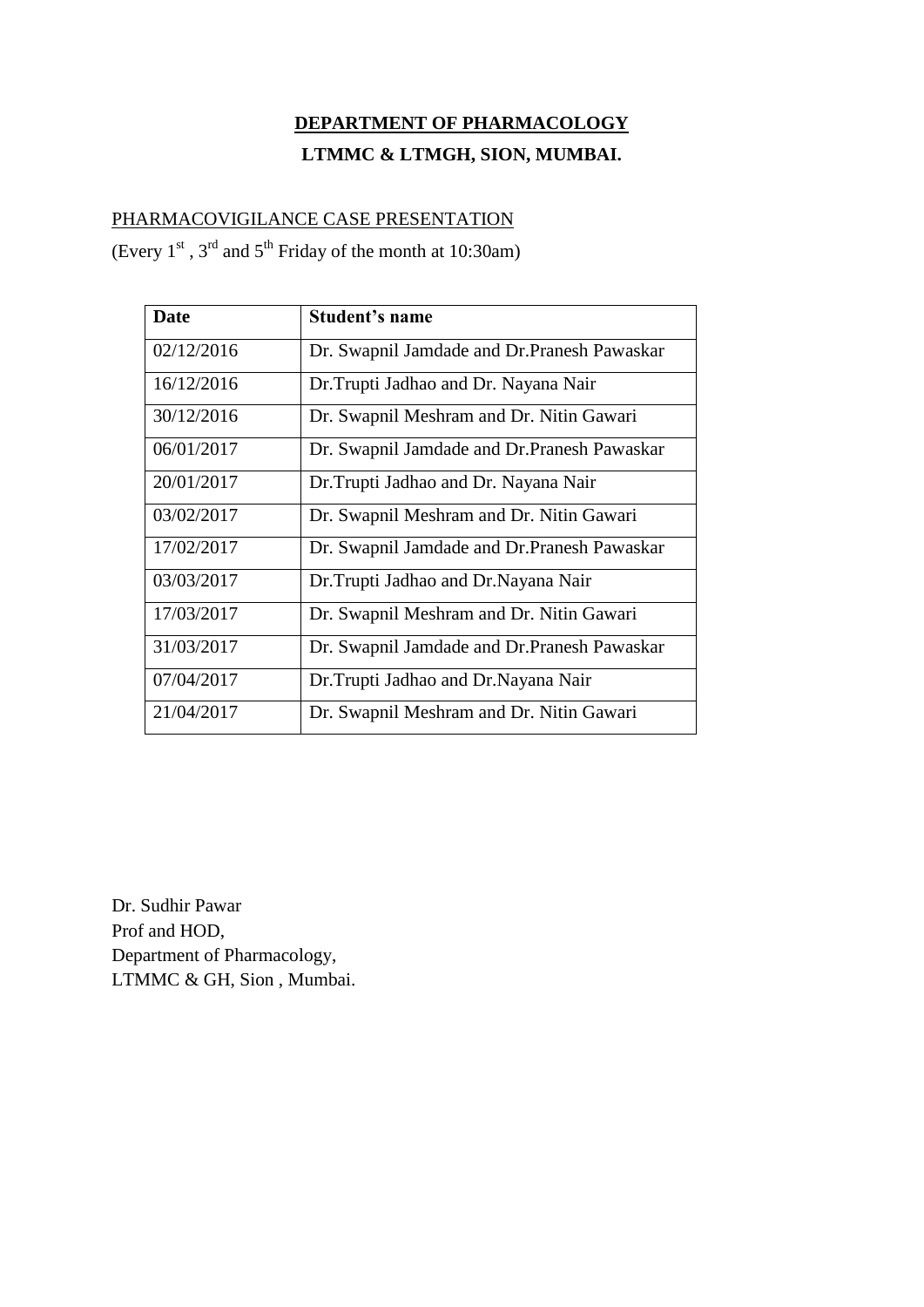**DEPARTMENT OF PHARMACOLOGY**

**LTMMC & LTMGH, SION, MUMBAI.**

PHARMACOVIGILANCE CASE PRESENTATION

(Every 1st , 3rd and 5th Friday of the month at 10:30am)

| **Date** | **Student's name** |
|---|---|
| 02/12/2016 | Dr. Swapnil Jamdade and Dr.Pranesh Pawaskar |
| 16/12/2016 | Dr.Trupti Jadhao and Dr. Nayana Nair |
| 30/12/2016 | Dr. Swapnil Meshram and Dr. Nitin Gawari |
| 06/01/2017 | Dr. Swapnil Jamdade and Dr.Pranesh Pawaskar |
| 20/01/2017 | Dr.Trupti Jadhao and Dr. Nayana Nair |
| 03/02/2017 | Dr. Swapnil Meshram and Dr. Nitin Gawari |
| 17/02/2017 | Dr. Swapnil Jamdade and Dr.Pranesh Pawaskar |
| 03/03/2017 | Dr.Trupti Jadhao and Dr.Nayana Nair |
| 17/03/2017 | Dr. Swapnil Meshram and Dr. Nitin Gawari |
| 31/03/2017 | Dr. Swapnil Jamdade and Dr.Pranesh Pawaskar |
| 07/04/2017 | Dr.Trupti Jadhao and Dr.Nayana Nair |
| 21/04/2017 | Dr. Swapnil Meshram and Dr. Nitin Gawari |

Dr. Sudhir Pawar
Prof and HOD,
Department of Pharmacology,
LTMMC & GH, Sion , Mumbai.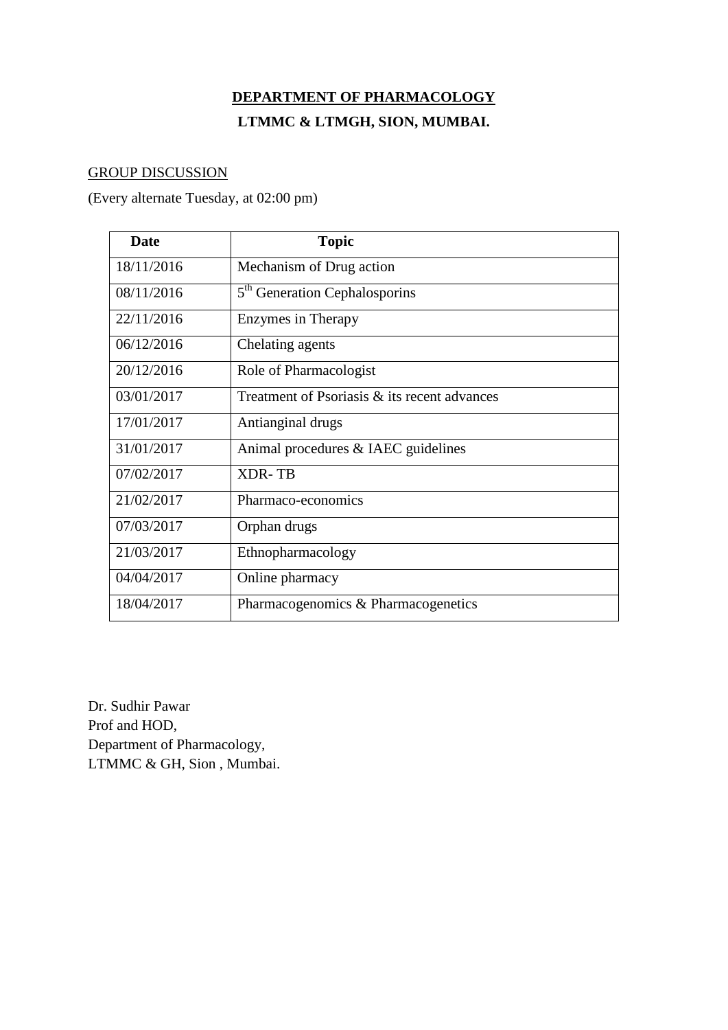**DEPARTMENT OF PHARMACOLOGY**

**LTMMC & LTMGH, SION, MUMBAI.**

GROUP DISCUSSION

(Every alternate Tuesday, at 02:00 pm)

| Date | Topic |
|---|---|
| 18/11/2016 | Mechanism of Drug action |
| 08/11/2016 | 5th Generation Cephalosporins |
| 22/11/2016 | Enzymes in Therapy |
| 06/12/2016 | Chelating agents |
| 20/12/2016 | Role of Pharmacologist |
| 03/01/2017 | Treatment of Psoriasis & its recent advances |
| 17/01/2017 | Antianginal drugs |
| 31/01/2017 | Animal procedures & IAEC guidelines |
| 07/02/2017 | XDR- TB |
| 21/02/2017 | Pharmaco-economics |
| 07/03/2017 | Orphan drugs |
| 21/03/2017 | Ethnopharmacology |
| 04/04/2017 | Online pharmacy |
| 18/04/2017 | Pharmacogenomics & Pharmacogenetics |

Dr. Sudhir Pawar
Prof and HOD,
Department of Pharmacology,
LTMMC & GH, Sion , Mumbai.